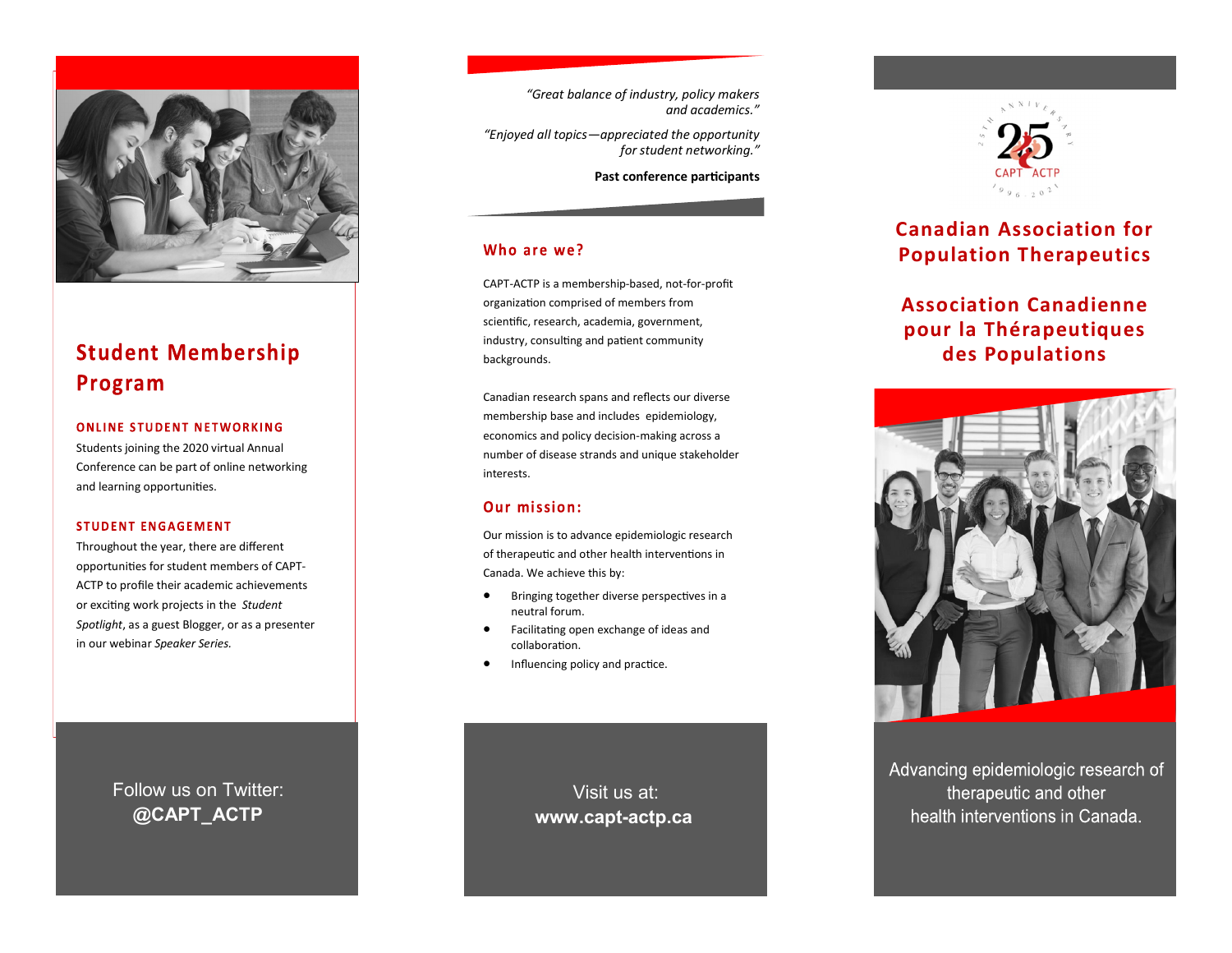## Student Membership Program

#### ONLINE STUDENT NETWORKING

Students joining the 2020 virtual Annual Conference can be part of online networking and learning opportunities.

#### STUDENT ENGAGEMENT

Throughout the year, there are different opportunities for student members of CAPT-ACTP to profile their academic achievements or exciting work projects in the *Student Spotlight*, as a guest Blogger, or as a presenter in our webinar *Speaker Series.*

Follow us on Twitter:
**@CAPT_ACTP**

*"Great balance of industry, policy makers and academics."*

*"Enjoyed all topics—appreciated the opportunity for student networking."*

**Past conference participants**

### Who are we?

CAPT-ACTP is a membership-based, not-for-profit organization comprised of members from scientific, research, academia, government, industry, consulting and patient community backgrounds.

Canadian research spans and reflects our diverse membership base and includes epidemiology, economics and policy decision-making across a number of disease strands and unique stakeholder interests.

### Our mission:

Our mission is to advance epidemiologic research of therapeutic and other health interventions in Canada. We achieve this by:

- Bringing together diverse perspectives in a neutral forum.
- Facilitating open exchange of ideas and collaboration.
- Influencing policy and practice.

Visit us at:
**www.capt-actp.ca**

25th ANNIVERSARY
25
CAPT ACTP
1996 - 2021

# Canadian Association for Population Therapeutics

# Association Canadienne pour la Thérapeutiques des Populations

Advancing epidemiologic research of therapeutic and other health interventions in Canada.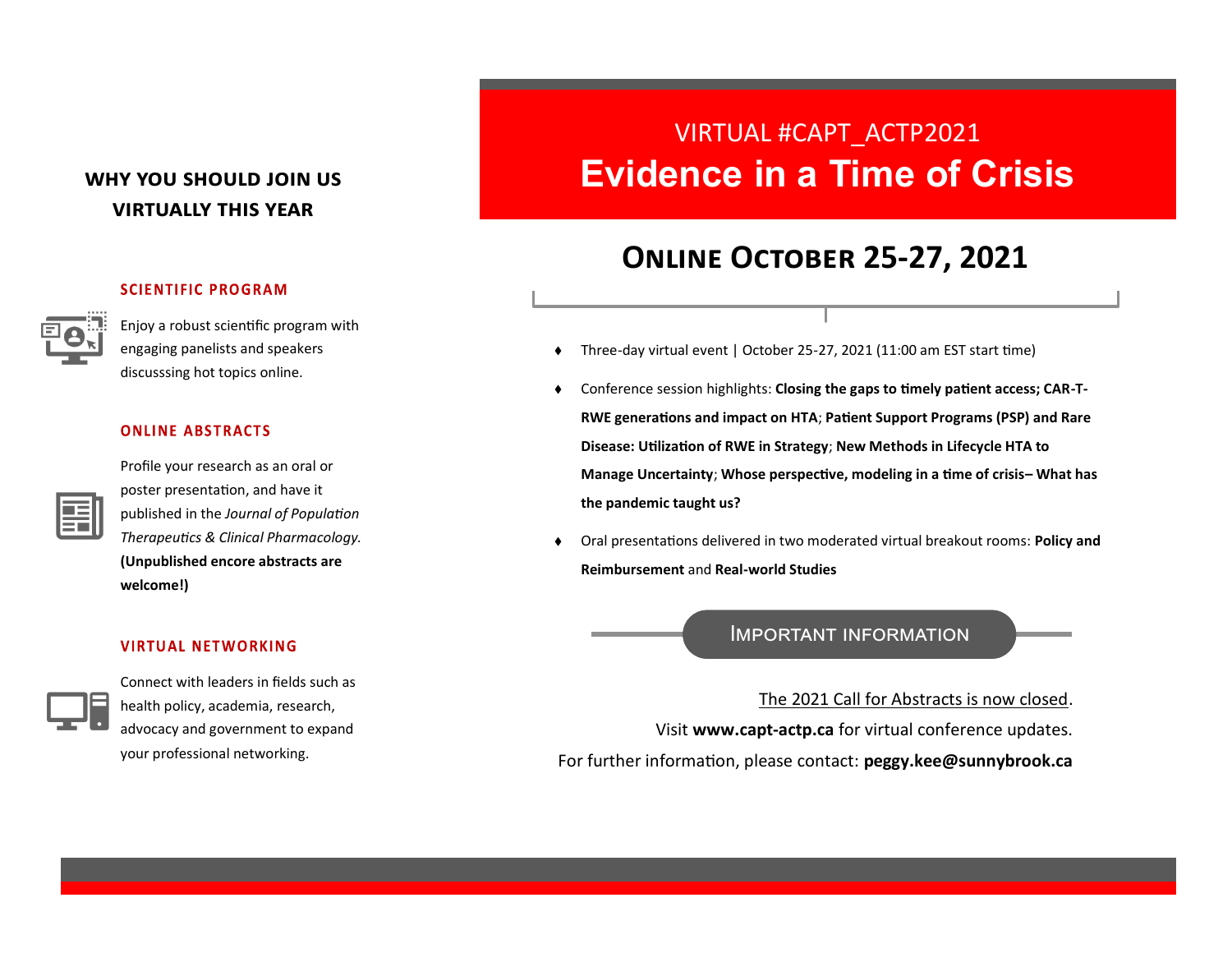## WHY YOU SHOULD JOIN US VIRTUALLY THIS YEAR

### SCIENTIFIC PROGRAM

Enjoy a robust scientific program with engaging panelists and speakers discusssing hot topics online.

### ONLINE ABSTRACTS

Profile your research as an oral or poster presentation, and have it published in the *Journal of Population Therapeutics & Clinical Pharmacology.* **(Unpublished encore abstracts are welcome!)**

### VIRTUAL NETWORKING

Connect with leaders in fields such as health policy, academia, research, advocacy and government to expand your professional networking.

# VIRTUAL #CAPT_ACTP2021

# Evidence in a Time of Crisis

## ONLINE OCTOBER 25-27, 2021

- Three-day virtual event | October 25-27, 2021 (11:00 am EST start time)
- Conference session highlights: **Closing the gaps to timely patient access; CAR-T-RWE generations and impact on HTA**; **Patient Support Programs (PSP) and Rare Disease: Utilization of RWE in Strategy**; **New Methods in Lifecycle HTA to Manage Uncertainty**; **Whose perspective, modeling in a time of crisis– What has the pandemic taught us?**
- Oral presentations delivered in two moderated virtual breakout rooms: **Policy and Reimbursement** and **Real-world Studies**

### IMPORTANT INFORMATION

The 2021 Call for Abstracts is now closed.

Visit **www.capt-actp.ca** for virtual conference updates.

For further information, please contact: **peggy.kee@sunnybrook.ca**